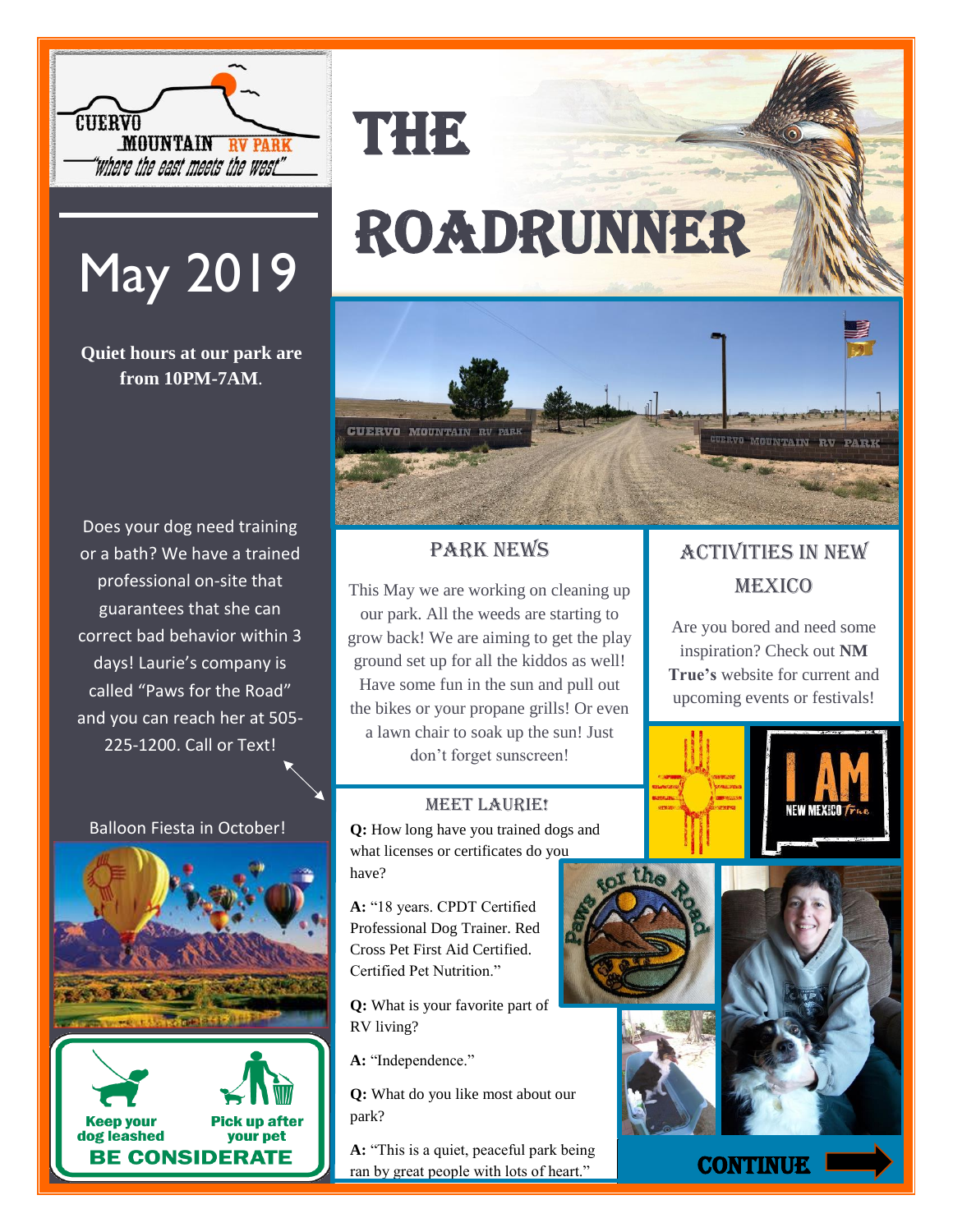CUERVO MOUNTAIN RV PARK

"where the east meets the west"

# THE ROADRUNNER

May 2019

**Quiet hours at our park are from 10PM-7AM**.

Does your dog need training or a bath? We have a trained professional on-site that guarantees that she can correct bad behavior within 3 days! Laurie's company is called "Paws for the Road" and you can reach her at 505-225-1200. Call or Text!

Balloon Fiesta in October!

Keep your dog leashed

Pick up after your pet

BE CONSIDERATE

## PARK NEWS

This May we are working on cleaning up our park. All the weeds are starting to grow back! We are aiming to get the play ground set up for all the kiddos as well! Have some fun in the sun and pull out the bikes or your propane grills! Or even a lawn chair to soak up the sun! Just don't forget sunscreen!

## ACTIVITIES IN NEW MEXICO

Are you bored and need some inspiration? Check out **NM True's** website for current and upcoming events or festivals!

### MEET LAURIE!

**Q:** How long have you trained dogs and what licenses or certificates do you have?

**A:** "18 years. CPDT Certified Professional Dog Trainer. Red Cross Pet First Aid Certified. Certified Pet Nutrition."

**Q:** What is your favorite part of RV living?

**A:** "Independence."

**Q:** What do you like most about our park?

**A:** "This is a quiet, peaceful park being ran by great people with lots of heart."

CONTINUE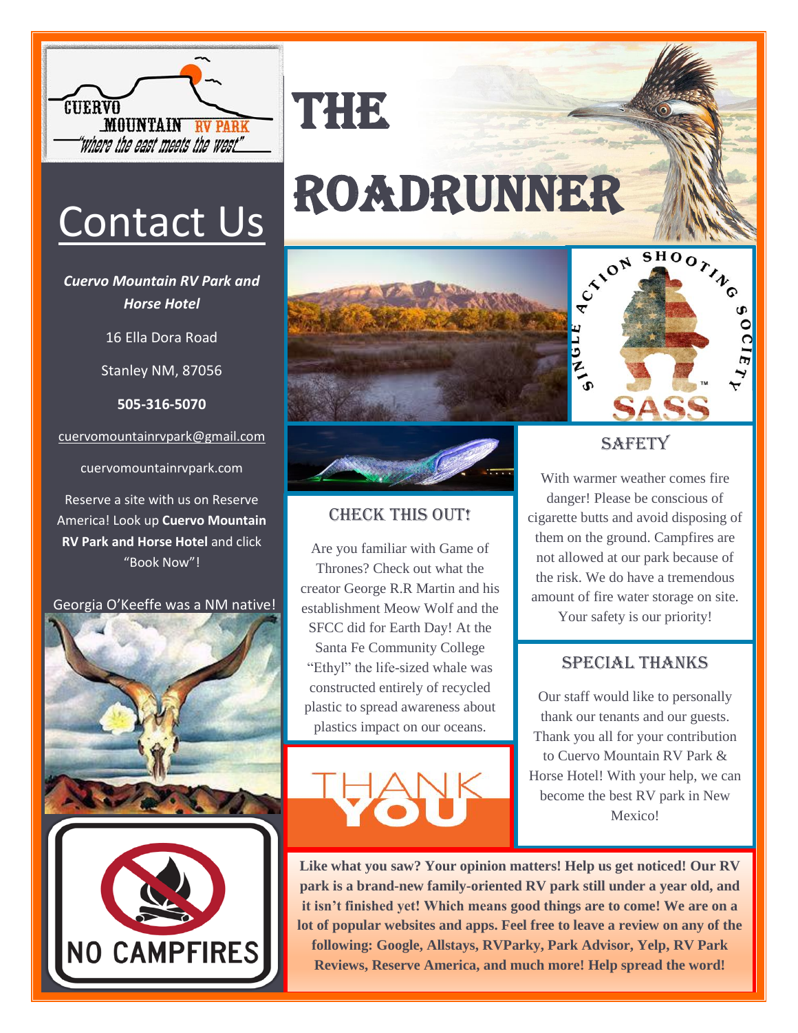# THE ROADRUNNER

## Contact Us

***Cuervo Mountain RV Park and Horse Hotel***

16 Ella Dora Road

Stanley NM, 87056

**505-316-5070**

cuervomountainrvpark@gmail.com

cuervomountainrvpark.com

Reserve a site with us on Reserve America! Look up **Cuervo Mountain RV Park and Horse Hotel** and click "Book Now"!

Georgia O'Keeffe was a NM native!

## CHECK THIS OUT!

Are you familiar with Game of Thrones? Check out what the creator George R.R Martin and his establishment Meow Wolf and the SFCC did for Earth Day! At the Santa Fe Community College "Ethyl" the life-sized whale was constructed entirely of recycled plastic to spread awareness about plastics impact on our oceans.

## SAFETY

With warmer weather comes fire danger! Please be conscious of cigarette butts and avoid disposing of them on the ground. Campfires are not allowed at our park because of the risk. We do have a tremendous amount of fire water storage on site. Your safety is our priority!

## SPECIAL THANKS

Our staff would like to personally thank our tenants and our guests. Thank you all for your contribution to Cuervo Mountain RV Park & Horse Hotel! With your help, we can become the best RV park in New Mexico!

**Like what you saw? Your opinion matters! Help us get noticed! Our RV park is a brand-new family-oriented RV park still under a year old, and it isn't finished yet! Which means good things are to come! We are on a lot of popular websites and apps. Feel free to leave a review on any of the following: Google, Allstays, RVParky, Park Advisor, Yelp, RV Park Reviews, Reserve America, and much more! Help spread the word!**